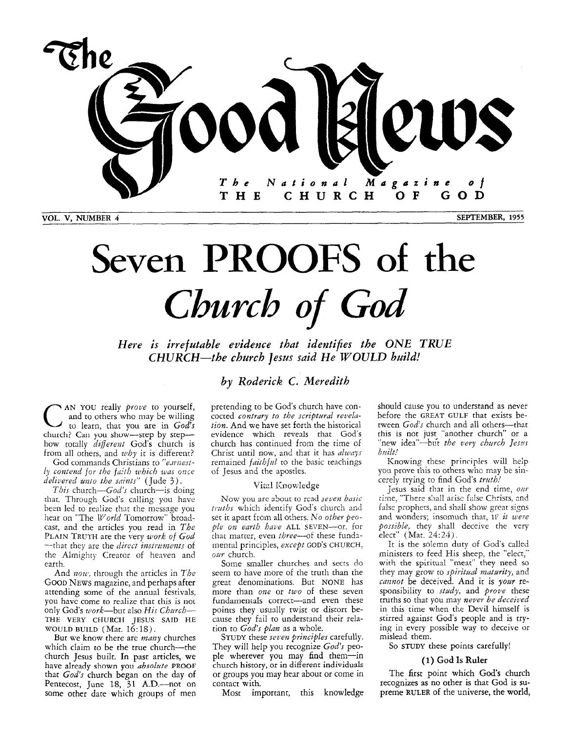# The Good News

The National Magazine of THE CHURCH OF GOD

VOL. V, NUMBER 4 — SEPTEMBER, 1955

# Seven PROOFS of the *Church of God*

***Here is irrefutable evidence that identifies the ONE TRUE CHURCH—the church Jesus said He WOULD build!***

*by Roderick C. Meredith*

CAN YOU really *prove* to yourself, and to others who may be willing to learn, that you are in *God's* church? Can you show—step by step—how totally *different* God's church is from all others, and *why* it is different?

God commands Christians to "*earnestly contend for the faith which was once delivered unto the saints*" (Jude 3).

*This* church—*God's* church—is doing that. Through God's calling you have been led to realize that the message you hear on "The *World* Tomorrow" broadcast, and the articles you read in *The* PLAIN TRUTH are the very *work of God*—that they are the *direct instruments* of the Almighty Creator of heaven and earth.

And *now*, through the articles in *The* GOOD NEWS magazine, and perhaps after attending some of the annual festivals, you have come to realize that this is not only God's *work*—but also *His Church*—THE VERY CHURCH JESUS SAID HE WOULD BUILD (Mat. 16:18).

But we know there are *many* churches which claim to be the true church—the church Jesus built. In past articles, we have already shown you *absolute* PROOF that *God's* church began on the day of Pentecost, June 18, 31 A.D.—not on some other date which groups of men pretending to be God's church have concocted *contrary to the scriptural revelation*. And we have set forth the historical evidence which reveals that God's church has continued from the time of Christ until now, and that it has *always* remained *faithful* to the basic teachings of Jesus and the apostles.

### Vital Knowledge

Now you are about to read *seven basic truths* which identify God's church and set it apart from all others. *No other people on earth have* ALL SEVEN—or, for that matter, even *three*—of these fundamental principles, *except* GOD'S CHURCH, *our* church.

Some smaller churches and sects do seem to have more of the truth than the great denominations. But NONE has more than *one* or *two* of these seven fundamentals correct—and even these points they usually twist or distort because they fail to understand their relation to *God's plan* as a whole.

STUDY these *seven principles* carefully. They will help you recognize *God's* people wherever you may find them—in church history, or in different individuals or groups you may hear about or come in contact with.

Most important, this knowledge should cause you to understand as never before the GREAT GULF that exists between *God's* church and all others—that this is not just "another church" or a "new idea"—but *the very church Jesus built!*

Knowing these principles will help you prove this to others who may be sincerely trying to find God's *truth!*

Jesus said that in the end time, *our* time, "There shall arise false Christs, and false prophets, and shall show great signs and wonders; insomuch that, IF *it were possible*, they shall deceive the very elect" (Mat. 24:24).

It is the solemn duty of God's called ministers to feed His sheep, the "elect," with the spiritual "meat" they need so they may grow to *spiritual maturity*, and *cannot* be deceived. And it is *your* responsibility to *study*, and *prove* these truths so that you may *never be deceived* in this time when the Devil himself is stirred against God's people and is trying in every possible way to deceive or mislead them.

So STUDY these points carefully!

### (1) God Is Ruler

The first point which God's church recognizes as no other is that God is supreme RULER of the universe, the world,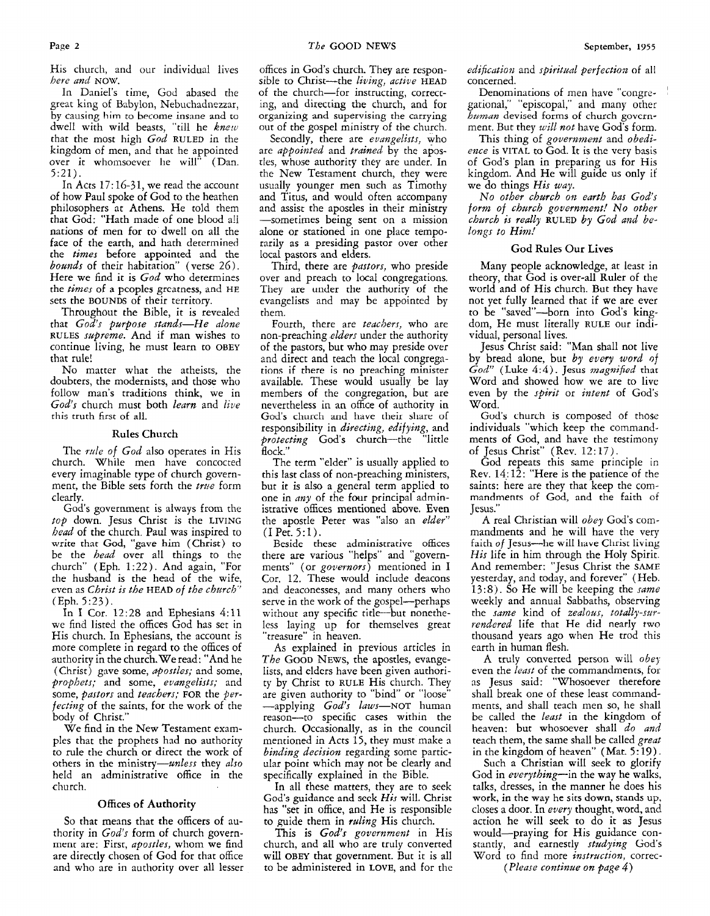His church, and our individual lives *here and* NOW.

In Daniel's time, God abased the great king of Babylon, Nebuchadnezzar, by causing him to become insane and to dwell with wild beasts, "till he *knew* that the most high *God* RULED in the kingdom of men, and that he appointed over it whomsoever he will" (Dan. 5:21).

In Acts 17:16-31, we read the account of how Paul spoke of God to the heathen philosophers at Athens. He told them that God: "Hath made of one blood all nations of men for to dwell on all the face of the earth, and hath determined the *times* before appointed and the *bounds* of their habitation" (verse 26). Here we find it is *God* who determines the *times* of a peoples greatness, and HE sets the BOUNDS of their territory.

Throughout the Bible, it is revealed that *God's purpose stands—He alone* RULES *supreme.* And if man wishes to continue living, he must learn to OBEY that rule!

No matter what the atheists, the doubters, the modernists, and those who follow man's traditions think, we in *God's* church must both *learn* and *live* this truth first of all.

### Rules Church

The *rule of God* also operates in His church. While men have concocted every imaginable type of church government, the Bible sets forth the *true* form clearly.

God's government is always from the *top* down. Jesus Christ is the LIVING *head* of the church. Paul was inspired to write that God, "gave him (Christ) to be the *head* over all things to the church" (Eph. 1:22). And again, "For the husband is the head of the wife, even as *Christ is the* HEAD *of the church"* (Eph. 5:23).

In I Cor. 12:28 and Ephesians 4:11 we find listed the offices God has set in His church. In Ephesians, the account is more complete in regard to the offices of authority in the church. We read: "And he (Christ) gave some, *apostles;* and some, *prophets;* and some, *evangelists;* and some, *pastors* and *teachers;* FOR the *perfecting* of the saints, for the work of the body of Christ."

We find in the New Testament examples that the prophets had no authority to rule the church or direct the work of others in the ministry—*unless* they *also* held an administrative office in the church.

### Offices of Authority

So that means that the officers of authority in *God's* form of church government are: First, *apostles,* whom we find are directly chosen of God for that office and who are in authority over all lesser offices in God's church. They are responsible to Christ—the *living, active* HEAD of the church—for instructing, correcting, and directing the church, and for organizing and supervising the carrying out of the gospel ministry of the church.

Secondly, there are *evangelists,* who are *appointed* and *trained* by the apostles, whose authority they are under. In the New Testament church, they were usually younger men such as Timothy and Titus, and would often accompany and assist the apostles in their ministry—sometimes being sent on a mission alone or stationed in one place temporarily as a presiding pastor over other local pastors and elders.

Third, there are *pastors,* who preside over and preach to local congregations. They are under the authority of the evangelists and may be appointed by them.

Fourth, there are *teachers,* who are non-preaching *elders* under the authority of the pastors, but who may preside over and direct and teach the local congregations if there is no preaching minister available. These would usually be lay members of the congregation, but are nevertheless in an office of authority in God's church and have their share of responsibility in *directing, edifying,* and *protecting* God's church—the "little flock."

The term "elder" is usually applied to this last class of non-preaching ministers, but it is also a general term applied to one in *any* of the four principal administrative offices mentioned above. Even the apostle Peter was "also an *elder"* (I Pet. 5:1).

Beside these administrative offices there are various "helps" and "governments" (or *governors*) mentioned in I Cor. 12. These would include deacons and deaconesses, and many others who serve in the work of the gospel—perhaps without any specific title—but nonetheless laying up for themselves great "treasure" in heaven.

As explained in previous articles in *The* GOOD NEWS, the apostles, evangelists, and elders have been given authority by Christ to RULE His church. They are given authority to "bind" or "loose"—applying *God's laws*—NOT human reason—to specific cases within the church. Occasionally, as in the council mentioned in Acts 15, they must make a *binding decision* regarding some particular point which may not be clearly and specifically explained in the Bible.

In all these matters, they are to seek God's guidance and seek *His* will. Christ has "set in office, and He is responsible to guide them in *ruling* His church.

This is *God's government* in His church, and all who are truly converted will OBEY that government. But it is all to be administered in LOVE, and for the *edification* and *spiritual perfection* of all concerned.

Denominations of men have "congregational," "episcopal," and many other *human* devised forms of church government. But they *will not* have God's form.

This thing of *government* and *obedience* is VITAL to God. It is the very basis of God's plan in preparing us for His kingdom. And He will guide us only if we do things *His way.*

*No other church on earth has God's form of church government! No other church is really* RULED *by God and belongs to Him!*

### God Rules Our Lives

Many people acknowledge, at least in theory, that God is over-all Ruler of the world and of His church. But they have not yet fully learned that if we are ever to be "saved"—born into God's kingdom, He must literally RULE our individual, personal lives.

Jesus Christ said: "Man shall not live by bread alone, but *by every word of God"* (Luke 4:4). Jesus *magnified* that Word and showed how we are to live even by the *spirit* or *intent* of God's Word.

God's church is composed of those individuals "which keep the commandments of God, and have the testimony of Jesus Christ" (Rev. 12:17).

God repeats this same principle in Rev. 14:12: "Here is the patience of the saints: here are they that keep the commandments of God, and the faith of Jesus."

A real Christian will *obey* God's commandments and he will have the very faith *of* Jesus—he will have Christ living *His* life in him through the Holy Spirit. And remember: "Jesus Christ the SAME yesterday, and today, and forever" (Heb. 13:8). So He will be keeping the *same* weekly and annual Sabbaths, observing the *same* kind of *zealous, totally-surrendered* life that He did nearly two thousand years ago when He trod this earth in human flesh.

A truly converted person will *obey* even the *least* of the commandments, for as Jesus said: "Whosoever therefore shall break one of these least commandments, and shall teach men so, he shall be called the *least* in the kingdom of heaven: but whosoever shall *do and* teach them, the same shall be called *great* in the kingdom of heaven" (Mat. 5:19).

Such a Christian will seek to glorify God in *everything*—in the way he walks, talks, dresses, in the manner he does his work, in the way he sits down, stands up, closes a door. In *every* thought, word, and action he will seek to do it as Jesus would—praying for His guidance constantly, and earnestly *studying* God's Word to find more *instruction,* correc-

*(Please continue on page 4)*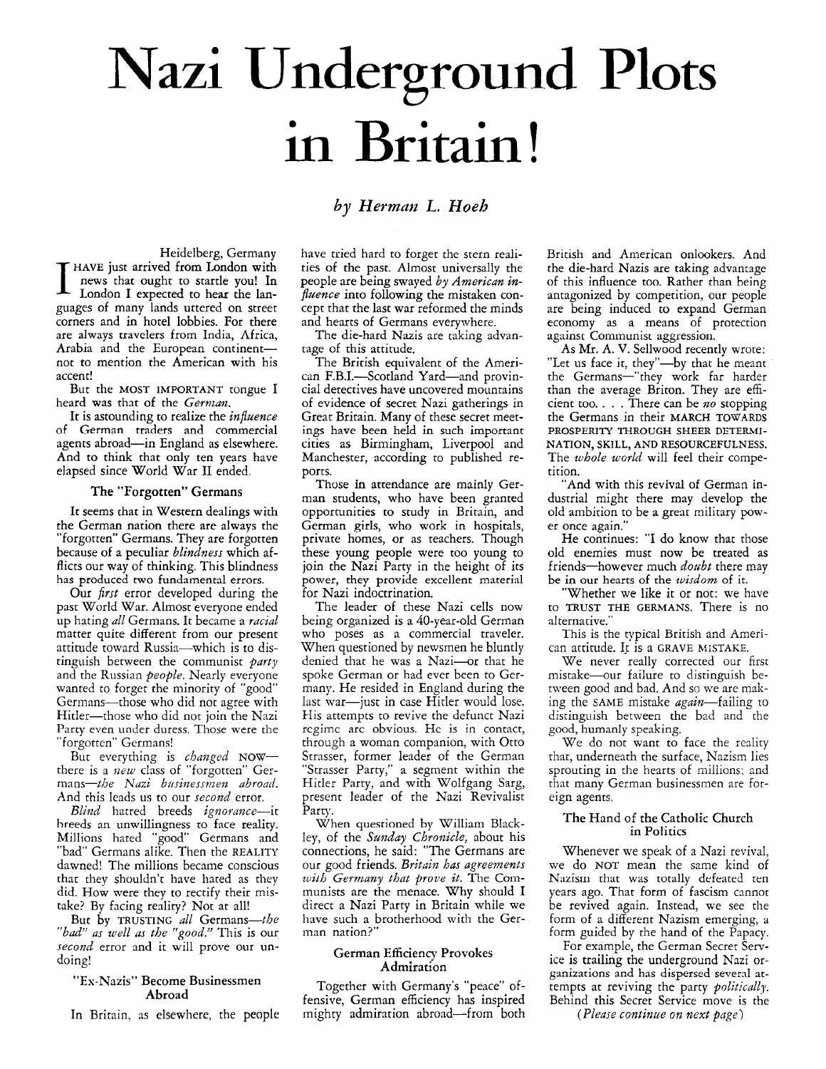# Nazi Underground Plots in Britain!

*by Herman L. Hoeh*

Heidelberg, Germany

I HAVE just arrived from London with news that ought to startle you! In London I expected to hear the languages of many lands uttered on street corners and in hotel lobbies. For there are always travelers from India, Africa, Arabia and the European continent—not to mention the American with his accent!

But the MOST IMPORTANT tongue I heard was that of the *German.*

It is astounding to realize the *influence* of German traders and commercial agents abroad—in England as elsewhere. And to think that only ten years have elapsed since World War II ended.

### The "Forgotten" Germans

It seems that in Western dealings with the German nation there are always the "forgotten" Germans. They are forgotten because of a peculiar *blindness* which afflicts our way of thinking. This blindness has produced two fundamental errors.

Our *first* error developed during the past World War. Almost everyone ended up hating *all* Germans. It became a *racial* matter quite different from our present attitude toward Russia—which is to distinguish between the communist *party* and the Russian *people.* Nearly everyone wanted to forget the minority of "good" Germans—those who did not agree with Hitler—those who did not join the Nazi Party even under duress. Those were the "forgotten" Germans!

But everything is *changed* NOW—there is a *new* class of "forgotten" Germans—*the Nazi businessmen abroad.* And this leads us to our *second* error.

*Blind* hatred breeds *ignorance*—it breeds an unwillingness to face reality. Millions hated "good" Germans and "bad" Germans alike. Then the REALITY dawned! The millions became conscious that they shouldn't have hated as they did. How were they to rectify their mistake? By facing reality? Not at all!

But by TRUSTING *all* Germans—*the "bad" as well as the "good."* This is our *second* error and it will prove our undoing!

### "Ex-Nazis" Become Businessmen Abroad

In Britain, as elsewhere, the people have tried hard to forget the stern realities of the past. Almost universally the people are being swayed *by American influence* into following the mistaken concept that the last war reformed the minds and hearts of Germans everywhere.

The die-hard Nazis are taking advantage of this attitude.

The British equivalent of the American F.B.I.—Scotland Yard—and provincial detectives have uncovered mountains of evidence of secret Nazi gatherings in Great Britain. Many of these secret meetings have been held in such important cities as Birmingham, Liverpool and Manchester, according to published reports.

Those in attendance are mainly German students, who have been granted opportunities to study in Britain, and German girls, who work in hospitals, private homes, or as teachers. Though these young people were too young to join the Nazi Party in the height of its power, they provide excellent material for Nazi indoctrination.

The leader of these Nazi cells now being organized is a 40-year-old German who poses as a commercial traveler. When questioned by newsmen he bluntly denied that he was a Nazi—or that he spoke German or had ever been to Germany. He resided in England during the last war—just in case Hitler would lose. His attempts to revive the defunct Nazi regime are obvious. He is in contact, through a woman companion, with Otto Strasser, former leader of the German "Strasser Party," a segment within the Hitler Party, and with Wolfgang Sarg, present leader of the Nazi Revivalist Party.

When questioned by William Blackley, of the *Sunday Chronicle,* about his connections, he said: "The Germans are our good friends. *Britain has agreements with Germany that prove it.* The Communists are the menace. Why should I direct a Nazi Party in Britain while we have such a brotherhood with the German nation?"

### German Efficiency Provokes Admiration

Together with Germany's "peace" offensive, German efficiency has inspired mighty admiration abroad—from both British and American onlookers. And the die-hard Nazis are taking advantage of this influence too. Rather than being antagonized by competition, our people are being induced to expand German economy as a means of protection against Communist aggression.

As Mr. A. V. Sellwood recently wrote: "Let us face it, they"—by that he meant the Germans—"they work far harder than the average Briton. They are efficient too. . . . There can be *no* stopping the Germans in their MARCH TOWARDS PROSPERITY THROUGH SHEER DETERMINATION, SKILL, AND RESOURCEFULNESS. The *whole world* will feel their competition.

"And with this revival of German industrial might there may develop the old ambition to be a great military power once again."

He continues: "I do know that those old enemies must now be treated as friends—however much *doubt* there may be in our hearts of the *wisdom* of it.

"Whether we like it or not: we have to TRUST THE GERMANS. There is no alternative."

This is the typical British and American attitude. It is a GRAVE MISTAKE.

We never really corrected our first mistake—our failure to distinguish between good and bad. And so we are making the SAME mistake *again*—failing to distinguish between the bad and the good, humanly speaking.

We do not want to face the reality that, underneath the surface, Nazism lies sprouting in the hearts of millions; and that many German businessmen are foreign agents.

### The Hand of the Catholic Church in Politics

Whenever we speak of a Nazi revival, we do NOT mean the same kind of Nazism that was totally defeated ten years ago. That form of fascism cannot be revived again. Instead, we see the form of a different Nazism emerging, a form guided by the hand of the Papacy.

For example, the German Secret Service is trailing the underground Nazi organizations and has dispersed several attempts at reviving the party *politically.* Behind this Secret Service move is the

*(Please continue on next page)*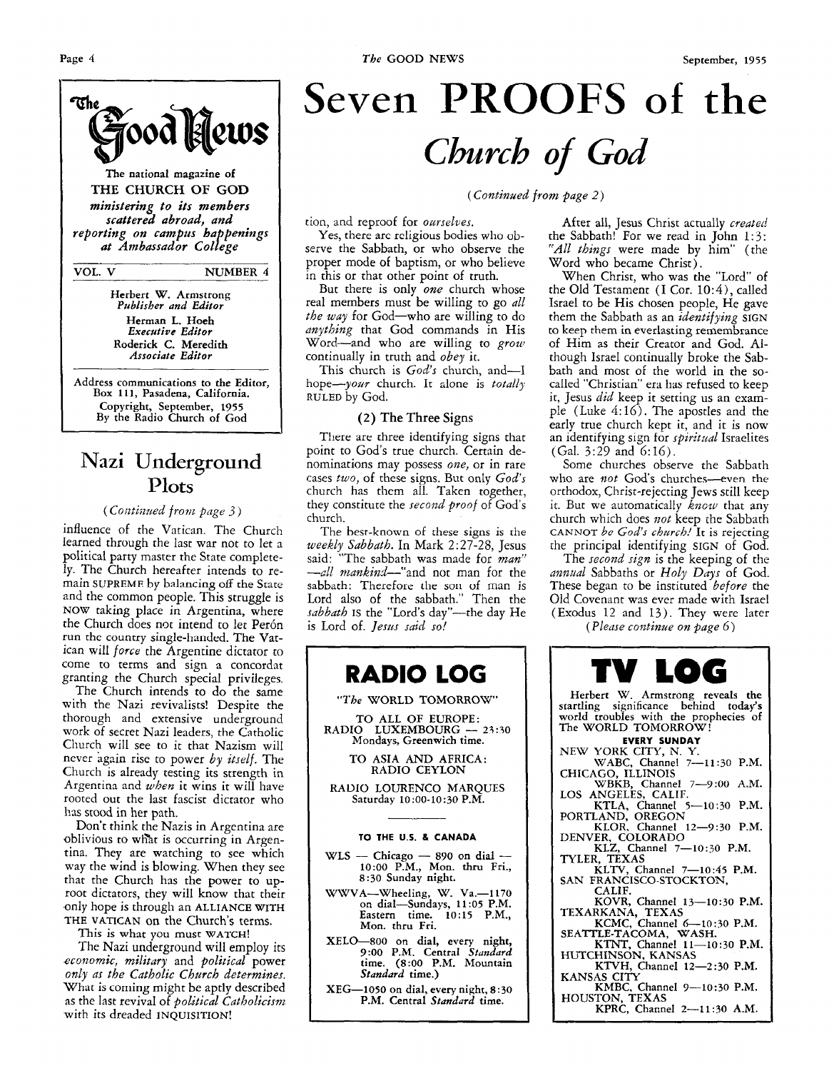# The Good News

The national magazine of
THE CHURCH OF GOD
*ministering to its members scattered abroad, and reporting on campus happenings at Ambassador College*

VOL. V — NUMBER 4

Herbert W. Armstrong
*Publisher and Editor*
Herman L. Hoeh
*Executive Editor*
Roderick C. Meredith
*Associate Editor*

Address communications to the Editor, Box 111, Pasadena, California.
Copyright, September, 1955
By the Radio Church of God

## Nazi Underground Plots

*(Continued from page 3)*

influence of the Vatican. The Church learned through the last war not to let a political party master the State completely. The Church hereafter intends to remain SUPREME by balancing off the State and the common people. This struggle is NOW taking place in Argentina, where the Church does not intend to let Perón run the country single-handed. The Vatican will *force* the Argentine dictator to come to terms and sign a concordat granting the Church special privileges.

The Church intends to do the same with the Nazi revivalists! Despite the thorough and extensive underground work of secret Nazi leaders, the Catholic Church will see to it that Nazism will never again rise to power *by itself*. The Church is already testing its strength in Argentina and *when* it wins it will have rooted out the last fascist dictator who has stood in her path.

Don't think the Nazis in Argentina are oblivious to what is occurring in Argentina. They are watching to see which way the wind is blowing. When they see that the Church has the power to uproot dictators, they will know that their only hope is through an ALLIANCE WITH THE VATICAN on the Church's terms.

This is what you must WATCH!

The Nazi underground will employ its *economic, military* and *political* power *only as the Catholic Church determines.* What is coming might be aptly described as the last revival of *political Catholicism* with its dreaded INQUISITION!

# Seven PROOFS of the *Church of God*

*(Continued from page 2)*

tion, and reproof for *ourselves*.

Yes, there are religious bodies who observe the Sabbath, or who observe the proper mode of baptism, or who believe in this or that other point of truth.

But there is only *one* church whose real members must be willing to go *all the way* for God—who are willing to do *anything* that God commands in His Word—and who are willing to *grow* continually in truth and *obey* it.

This church is *God's* church, and—I hope—*your* church. It alone is *totally* RULED by God.

### (2) The Three Signs

There are three identifying signs that point to God's true church. Certain denominations may possess *one*, or in rare cases *two*, of these signs. But only *God's* church has them all. Taken together, they constitute the *second proof* of God's church.

The best-known of these signs is the *weekly Sabbath*. In Mark 2:27-28, Jesus said: "The sabbath was made for *man*"—*all mankind*—"and not man for the sabbath: Therefore the son of man is Lord also of the sabbath." Then the *sabbath* IS the "Lord's day"—the day He is Lord of. *Jesus said so!*

After all, Jesus Christ actually *created* the Sabbath! For we read in John 1:3: "*All things* were made by him" (the Word who became Christ).

When Christ, who was the "Lord" of the Old Testament (I Cor. 10:4), called Israel to be His chosen people, He gave them the Sabbath as an *identifying* SIGN to keep them in everlasting remembrance of Him as their Creator and God. Although Israel continually broke the Sabbath and most of the world in the so-called "Christian" era has refused to keep it, Jesus *did* keep it setting us an example (Luke 4:16). The apostles and the early true church kept it, and it is now an identifying sign for *spiritual* Israelites (Gal. 3:29 and 6:16).

Some churches observe the Sabbath who are *not* God's churches—even the orthodox, Christ-rejecting Jews still keep it. But we automatically *know* that any church which does *not* keep the Sabbath CANNOT *be God's church!* It is rejecting the principal identifying SIGN of God.

The *second sign* is the keeping of the *annual* Sabbaths or *Holy Days* of God. These began to be instituted *before* the Old Covenant was ever made with Israel (Exodus 12 and 13). They were later

*(Please continue on page 6)*

## RADIO LOG

"*The* WORLD TOMORROW"

TO ALL OF EUROPE:
RADIO LUXEMBOURG — 23:30 Mondays, Greenwich time.

TO ASIA AND AFRICA:
RADIO CEYLON

RADIO LOURENCO MARQUES
Saturday 10:00-10:30 P.M.

TO THE U.S. & CANADA

WLS — Chicago — 890 on dial — 10:00 P.M., Mon. thru Fri., 8:30 Sunday night.

WWVA—Wheeling, W. Va.—1170 on dial—Sundays, 11:05 P.M. Eastern time. 10:15 P.M., Mon. thru Fri.

XELO—800 on dial, every night, 9:00 P.M. Central *Standard* time. (8:00 P.M. Mountain *Standard* time.)

XEG—1050 on dial, every night, 8:30 P.M. Central *Standard* time.

## TV LOG

Herbert W. Armstrong reveals the startling significance behind today's world troubles with the prophecies of The WORLD TOMORROW!

**EVERY SUNDAY**

NEW YORK CITY, N. Y.
WABC, Channel 7—11:30 P.M.
CHICAGO, ILLINOIS
WBKB, Channel 7—9:00 A.M.
LOS ANGELES, CALIF.
KTLA, Channel 5—10:30 P.M.
PORTLAND, OREGON
KLOR, Channel 12—9:30 P.M.
DENVER, COLORADO
KLZ, Channel 7—10:30 P.M.
TYLER, TEXAS
KLTV, Channel 7—10:45 P.M.
SAN FRANCISCO-STOCKTON, CALIF.
KOVR, Channel 13—10:30 P.M.
TEXARKANA, TEXAS
KCMC, Channel 6—10:30 P.M.
SEATTLE-TACOMA, WASH.
KTNT, Channel 11—10:30 P.M.
HUTCHINSON, KANSAS
KTVH, Channel 12—2:30 P.M.
KANSAS CITY
KMBC, Channel 9—10:30 P.M.
HOUSTON, TEXAS
KPRC, Channel 2—11:30 A.M.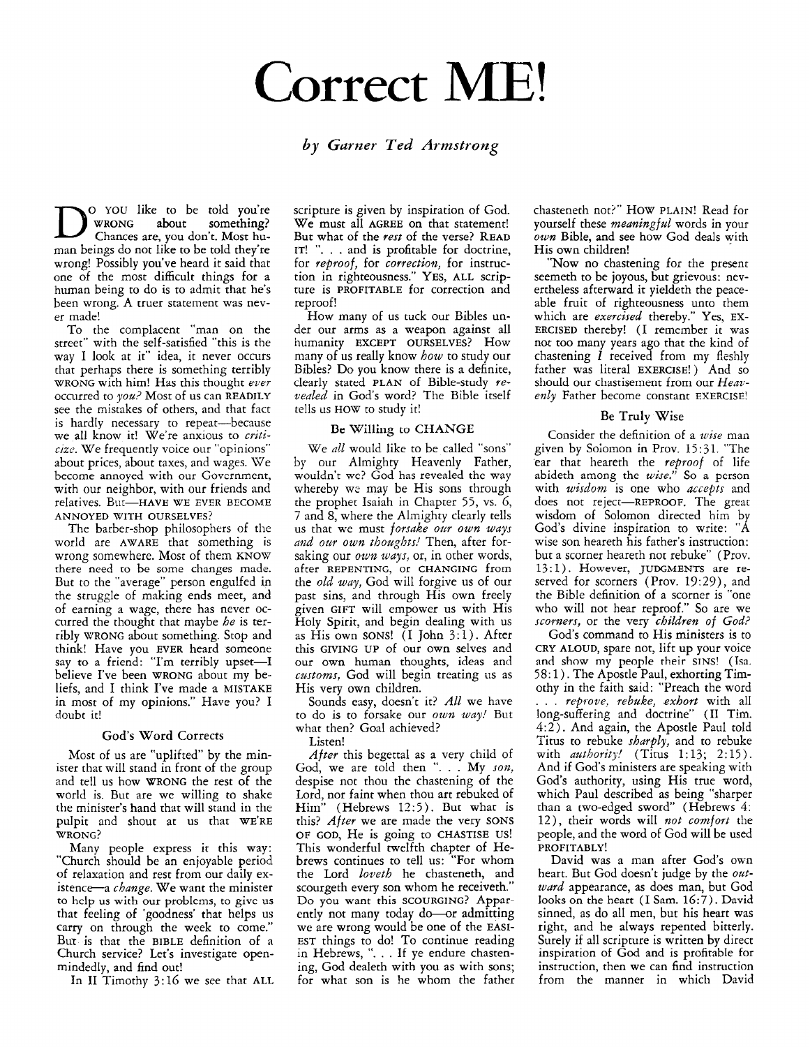# Correct ME!

*by Garner Ted Armstrong*

DO YOU like to be told you're WRONG about something? Chances are, you don't. Most human beings do not like to be told they're wrong! Possibly you've heard it said that one of the most difficult things for a human being to do is to admit that he's been wrong. A truer statement was never made!

To the complacent "man on the street" with the self-satisfied "this is the way I look at it" idea, it never occurs that perhaps there is something terribly WRONG with him! Has this thought *ever* occurred to *you?* Most of us can READILY see the mistakes of others, and that fact is hardly necessary to repeat—because we all know it! We're anxious to *criticize*. We frequently voice our "opinions" about prices, about taxes, and wages. We become annoyed with our Government, with our neighbor, with our friends and relatives. But—HAVE WE EVER BECOME ANNOYED WITH OURSELVES?

The barber-shop philosophers of the world are AWARE that something is wrong somewhere. Most of them KNOW there need to be some changes made. But to the "average" person engulfed in the struggle of making ends meet, and of earning a wage, there has never occurred the thought that maybe *he* is terribly WRONG about something. Stop and think! Have you EVER heard someone say to a friend: "I'm terribly upset—I believe I've been WRONG about my beliefs, and I think I've made a MISTAKE in most of my opinions." Have you? I doubt it!

## God's Word Corrects

Most of us are "uplifted" by the minister that will stand in front of the group and tell us how WRONG the rest of the world is. But are we willing to shake the minister's hand that will stand in the pulpit and shout at us that WE'RE WRONG?

Many people express it this way: "Church should be an enjoyable period of relaxation and rest from our daily existence—a *change.* We want the minister to help us with our problems, to give us that feeling of 'goodness' that helps us carry on through the week to come." But is that the BIBLE definition of a Church service? Let's investigate openmindedly, and find out!

In II Timothy 3:16 we see that ALL scripture is given by inspiration of God. We must all AGREE on that statement! But what of the *rest* of the verse? READ IT! ". . . and is profitable for doctrine, for *reproof,* for *correction,* for instruction in righteousness." YES, ALL scripture is PROFITABLE for correction and reproof!

How many of us tuck our Bibles under our arms as a weapon against all humanity EXCEPT OURSELVES? How many of us really know *how* to study our Bibles? Do you know there is a definite, clearly stated PLAN of Bible-study *revealed* in God's word? The Bible itself tells us HOW to study it!

## Be Willing to CHANGE

We *all* would like to be called "sons" by our Almighty Heavenly Father, wouldn't we? God has revealed the way whereby we may be His sons through the prophet Isaiah in Chapter 55, vs. 6, 7 and 8, where the Almighty clearly tells us that we must *forsake our own ways and our own thoughts!* Then, after forsaking our *own ways,* or, in other words, after REPENTING, or CHANGING from the *old way,* God will forgive us of our past sins, and through His own freely given GIFT will empower us with His Holy Spirit, and begin dealing with us as His own SONS! (I John 3:1). After this GIVING UP of our own selves and our own human thoughts, ideas and *customs,* God will begin treating us as His very own children.

Sounds easy, doesn't it? *All* we have to do is to forsake our *own way!* But what then? Goal achieved?

Listen!

*After* this begettal as a very child of God, we are told then ". . . My *son,* despise not thou the chastening of the Lord, nor faint when thou art rebuked of Him" (Hebrews 12:5). But what is this? *After* we are made the very SONS OF GOD, He is going to CHASTISE US! This wonderful twelfth chapter of Hebrews continues to tell us: "For whom the Lord *loveth* he chasteneth, and scourgeth every son whom he receiveth." Do you want this SCOURGING? Apparently not many today do—or admitting we are wrong would be one of the EASIEST things to do! To continue reading in Hebrews, ". . . If ye endure chastening, God dealeth with you as with sons; for what son is he whom the father chasteneth not?" HOW PLAIN! Read for yourself these *meaningful* words in your *own* Bible, and see how God deals with His own children!

"Now no chastening for the present seemeth to be joyous, but grievous: nevertheless afterward it yieldeth the peaceable fruit of righteousness unto them which are *exercised* thereby." Yes, EXERCISED thereby! (I remember it was not too many years ago that the kind of chastening *I* received from my fleshly father was literal EXERCISE!) And so should our chastisement from our *Heavenly* Father become constant EXERCISE!

## Be Truly Wise

Consider the definition of a *wise* man given by Solomon in Prov. 15:31. "The ear that heareth the *reproof* of life abideth among the *wise.*" So a person with *wisdom* is one who *accepts* and does not reject—REPROOF. The great wisdom of Solomon directed him by God's divine inspiration to write: "A wise son heareth his father's instruction: but a scorner heareth not rebuke" (Prov. 13:1). However, JUDGMENTS are reserved for scorners (Prov. 19:29), and the Bible definition of a scorner is "one who will not hear reproof." So are we *scorners,* or the very *children of God?*

God's command to His ministers is to CRY ALOUD, spare not, lift up your voice and show my people their SINS! (Isa. 58:1). The Apostle Paul, exhorting Timothy in the faith said: "Preach the word . . . *reprove, rebuke, exhort* with all long-suffering and doctrine" (II Tim. 4:2). And again, the Apostle Paul told Titus to rebuke *sharply,* and to rebuke with *authority!* (Titus 1:13; 2:15). And if God's ministers are speaking with God's authority, using His true word, which Paul described as being "sharper than a two-edged sword" (Hebrews 4:12), their words will *not comfort* the people, and the word of God will be used PROFITABLY!

David was a man after God's own heart. But God doesn't judge by the *outward* appearance, as does man, but God looks on the heart (I Sam. 16:7). David sinned, as do all men, but his heart was right, and he always repented bitterly. Surely if all scripture is written by direct inspiration of God and is profitable for instruction, then we can find instruction from the manner in which David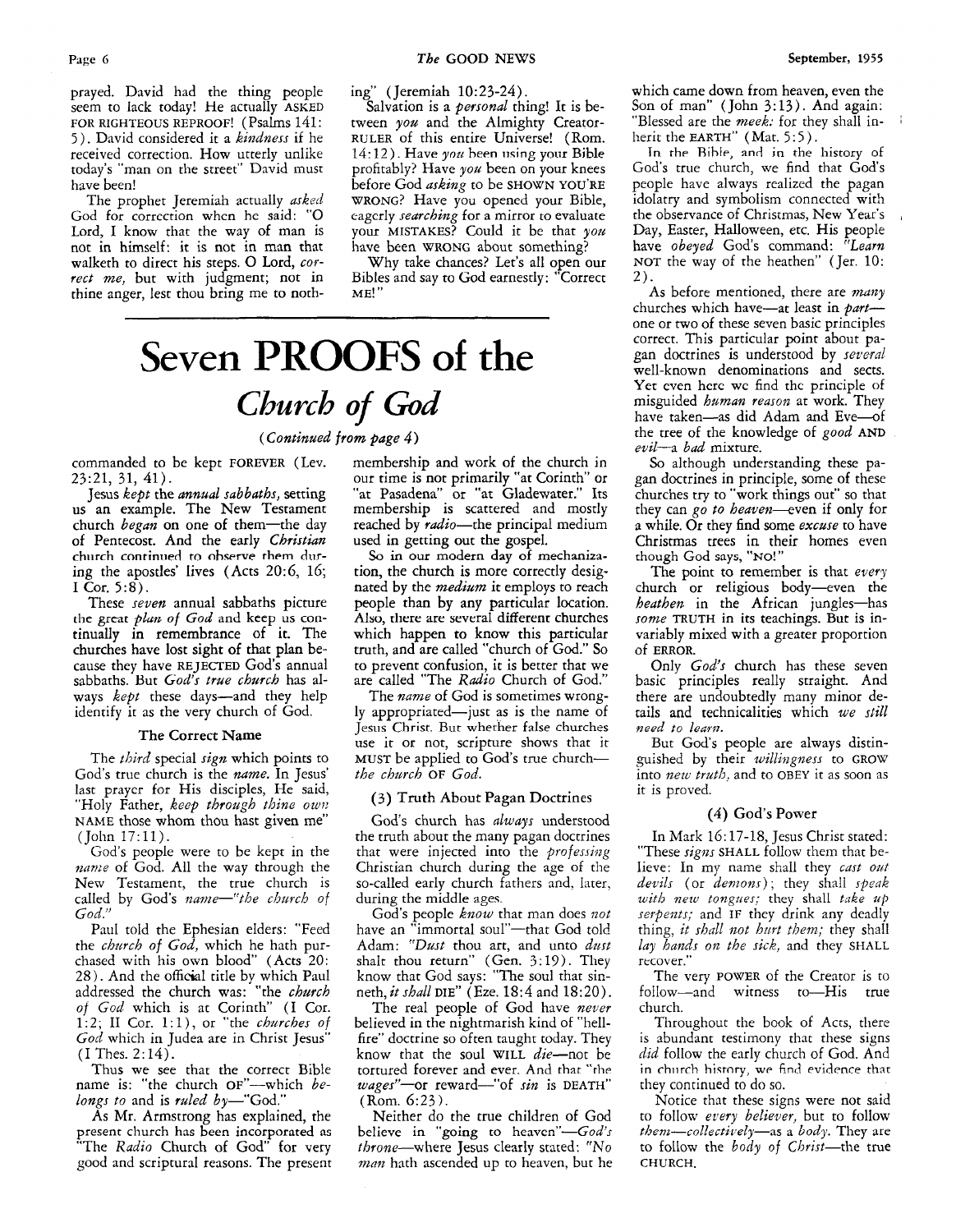prayed. David had the thing people seem to lack today! He actually ASKED FOR RIGHTEOUS REPROOF! (Psalms 141: 5). David considered it a *kindness* if he received correction. How utterly unlike today's "man on the street" David must have been!

The prophet Jeremiah actually *asked* God for correction when he said: "O Lord, I know that the way of man is not in himself: it is not in man that walketh to direct his steps. O Lord, *correct me*, but with judgment; not in thine anger, lest thou bring me to nothing" (Jeremiah 10:23-24).

Salvation is a *personal* thing! It is between *you* and the Almighty Creator-RULER of this entire Universe! (Rom. 14:12). Have *you* been using your Bible profitably? Have *you* been on your knees before God *asking* to be SHOWN YOU'RE WRONG? Have you opened your Bible, eagerly *searching* for a mirror to evaluate your MISTAKES? Could it be that *you* have been WRONG about something?

Why take chances? Let's all open our Bibles and say to God earnestly: "Correct ME!"

---

# Seven PROOFS of the *Church of God*

*(Continued from page 4)*

commanded to be kept FOREVER (Lev. 23:21, 31, 41).

Jesus *kept* the *annual sabbaths*, setting us an example. The New Testament church *began* on one of them—the day of Pentecost. And the early *Christian* church continued to observe them during the apostles' lives (Acts 20:6, 16; I Cor. 5:8).

These *seven* annual sabbaths picture the great *plan of God* and keep us continually in remembrance of it. The churches have lost sight of that plan because they have REJECTED God's annual sabbaths. But *God's true church* has always *kept* these days—and they help identify it as the very church of God.

### The Correct Name

The *third* special *sign* which points to God's true church is the *name*. In Jesus' last prayer for His disciples, He said, "Holy Father, *keep through thine own* NAME those whom thou hast given me" (John 17:11).

God's people were to be kept in the *name* of God. All the way through the New Testament, the true church is called by God's *name*—"*the church of God*."

Paul told the Ephesian elders: "Feed the *church of God*, which he hath purchased with his own blood" (Acts 20: 28). And the official title by which Paul addressed the church was: "the *church of God* which is at Corinth" (I Cor. 1:2; II Cor. 1:1), or "the *churches of God* which in Judea are in Christ Jesus" (I Thes. 2:14).

Thus we see that the correct Bible name is: "the church OF"—which *belongs to* and is *ruled by*—"God."

As Mr. Armstrong has explained, the present church has been incorporated as "The *Radio* Church of God" for very good and scriptural reasons. The present membership and work of the church in our time is not primarily "at Corinth" or "at Pasadena" or "at Gladewater." Its membership is scattered and mostly reached by *radio*—the principal medium used in getting out the gospel.

So in our modern day of mechanization, the church is more correctly designated by the *medium* it employs to reach people than by any particular location. Also, there are several different churches which happen to know this particular truth, and are called "church of God." So to prevent confusion, it is better that we are called "The *Radio* Church of God."

The *name* of God is sometimes wrongly appropriated—just as is the name of Jesus Christ. But whether false churches use it or not, scripture shows that it MUST be applied to God's true church—*the church* OF *God*.

### (3) Truth About Pagan Doctrines

God's church has *always* understood the truth about the many pagan doctrines that were injected into the *professing* Christian church during the age of the so-called early church fathers and, later, during the middle ages.

God's people *know* that man does *not* have an "immortal soul"—that God told Adam: "*Dust* thou art, and unto *dust* shalt thou return" (Gen. 3:19). They know that God says: "The soul that sinneth, *it shall* DIE" (Eze. 18:4 and 18:20).

The real people of God have *never* believed in the nightmarish kind of "hellfire" doctrine so often taught today. They know that the soul WILL *die*—not be tortured forever and ever. And that "the *wages*"—or reward—"of *sin* is DEATH" (Rom. 6:23).

Neither do the true children of God believe in "going to heaven"—*God's throne*—where Jesus clearly stated: "*No man* hath ascended up to heaven, but he which came down from heaven, even the Son of man" (John 3:13). And again: "Blessed are the *meek*: for they shall inherit the EARTH" (Mat. 5:5).

In the Bible, and in the history of God's true church, we find that God's people have always realized the pagan idolatry and symbolism connected with the observance of Christmas, New Year's Day, Easter, Halloween, etc. His people have *obeyed* God's command: "*Learn* NOT the way of the heathen" (Jer. 10: 2).

As before mentioned, there are *many* churches which have—at least in *part*—one or two of these seven basic principles correct. This particular point about pagan doctrines is understood by *several* well-known denominations and sects. Yet even here we find the principle of misguided *human reason* at work. They have taken—as did Adam and Eve—of the tree of the knowledge of *good* AND *evil*—a *bad* mixture.

So although understanding these pagan doctrines in principle, some of these churches try to "work things out" so that they can *go to heaven*—even if only for a while. Or they find some *excuse* to have Christmas trees in their homes even though God says, "NO!"

The point to remember is that *every* church or religious body—even the *heathen* in the African jungles—has *some* TRUTH in its teachings. But is invariably mixed with a greater proportion of ERROR.

Only *God's* church has these seven basic principles really straight. And there are undoubtedly many minor details and technicalities which *we still need to learn*.

But God's people are always distinguished by their *willingness* to GROW into *new truth*, and to OBEY it as soon as it is proved.

### (4) God's Power

In Mark 16:17-18, Jesus Christ stated: "These *signs* SHALL follow them that believe: In my name shall they *cast out devils* (or *demons*); they shall *speak with new tongues*; they shall *take up serpents*; and IF they drink any deadly thing, *it shall not hurt them*; they shall *lay hands on the sick*, and they SHALL recover."

The very POWER of the Creator is to follow—and witness to—His true church.

Throughout the book of Acts, there is abundant testimony that these signs *did* follow the early church of God. And in church history, we find evidence that they continued to do so.

Notice that these signs were not said to follow *every believer*, but to follow *them*—*collectively*—as a *body*. They are to follow the *body of Christ*—the true CHURCH.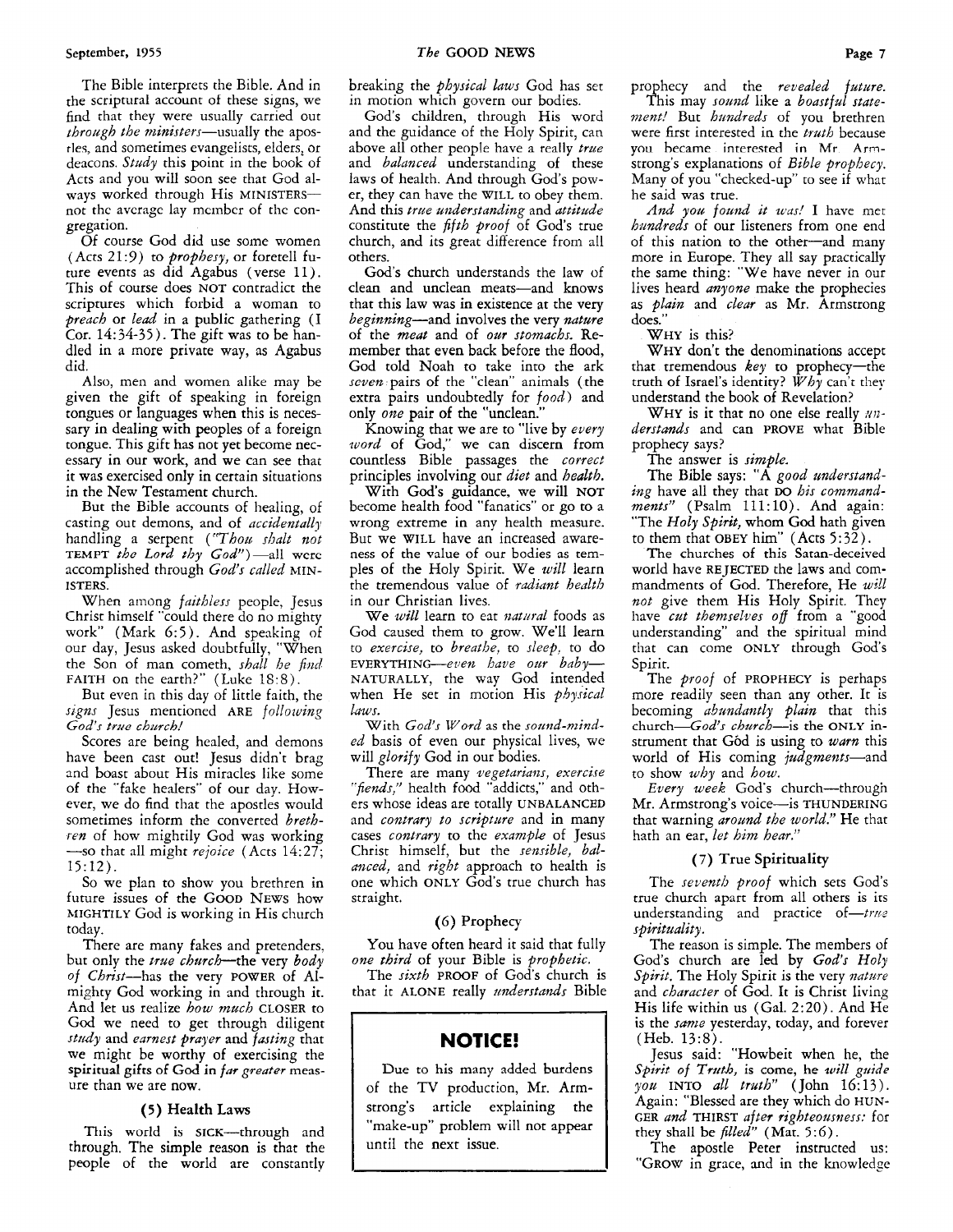The Bible interprets the Bible. And in the scriptural account of these signs, we find that they were usually carried out *through the ministers*—usually the apostles, and sometimes evangelists, elders, or deacons. *Study* this point in the book of Acts and you will soon see that God always worked through His MINISTERS—not the average lay member of the congregation.

Of course God did use some women (Acts 21:9) to *prophesy*, or foretell future events as did Agabus (verse 11). This of course does NOT contradict the scriptures which forbid a woman to *preach* or *lead* in a public gathering (I Cor. 14:34-35). The gift was to be handled in a more private way, as Agabus did.

Also, men and women alike may be given the gift of speaking in foreign tongues or languages when this is necessary in dealing with peoples of a foreign tongue. This gift has not yet become necessary in our work, and we can see that it was exercised only in certain situations in the New Testament church.

But the Bible accounts of healing, of casting out demons, and of *accidentally* handling a serpent (*"Thou shalt not* TEMPT *the Lord thy God"*)—all were accomplished through *God's called* MINISTERS.

When among *faithless* people, Jesus Christ himself "could there do no mighty work" (Mark 6:5). And speaking of our day, Jesus asked doubtfully, "When the Son of man cometh, *shall he find* FAITH on the earth?" (Luke 18:8).

But even in this day of little faith, the *signs* Jesus mentioned ARE *following God's true church!*

Scores are being healed, and demons have been cast out! Jesus didn't brag and boast about His miracles like some of the "fake healers" of our day. However, we do find that the apostles would sometimes inform the converted *brethren* of how mightily God was working—so that all might *rejoice* (Acts 14:27; 15:12).

So we plan to show you brethren in future issues of the GOOD NEWS how MIGHTILY God is working in His church today.

There are many fakes and pretenders, but only the *true church*—the very *body of Christ*—has the very POWER of Almighty God working in and through it. And let us realize *how much* CLOSER to God we need to get through diligent *study* and *earnest prayer* and *fasting* that we might be worthy of exercising the spiritual gifts of God in *far greater* measure than we are now.

### (5) Health Laws

This world is SICK—through and through. The simple reason is that the people of the world are constantly breaking the *physical laws* God has set in motion which govern our bodies.

God's children, through His word and the guidance of the Holy Spirit, can above all other people have a really *true* and *balanced* understanding of these laws of health. And through God's power, they can have the WILL to obey them. And this *true understanding* and *attitude* constitute the *fifth proof* of God's true church, and its great difference from all others.

God's church understands the law of clean and unclean meats—and knows that this law was in existence at the very *beginning*—and involves the very *nature* of the *meat* and of *our stomachs*. Remember that even back before the flood, God told Noah to take into the ark *seven* pairs of the "clean" animals (the extra pairs undoubtedly for *food*) and only *one* pair of the "unclean."

Knowing that we are to "live by *every word* of God," we can discern from countless Bible passages the *correct* principles involving our *diet* and *health*.

With God's guidance, we will NOT become health food "fanatics" or go to a wrong extreme in any health measure. But we WILL have an increased awareness of the value of our bodies as temples of the Holy Spirit. We *will* learn the tremendous value of *radiant health* in our Christian lives.

We *will* learn to eat *natural* foods as God caused them to grow. We'll learn to *exercise*, to *breathe*, to *sleep*, to do EVERYTHING—*even have our baby*—NATURALLY, the way God intended when He set in motion His *physical laws*.

With *God's Word* as the *sound-minded* basis of even our physical lives, we will *glorify* God in our bodies.

There are many *vegetarians, exercise "fiends,"* health food "addicts," and others whose ideas are totally UNBALANCED and *contrary to scripture* and in many cases *contrary* to the *example* of Jesus Christ himself, but the *sensible, balanced,* and *right* approach to health is one which ONLY God's true church has straight.

### (6) Prophecy

You have often heard it said that fully *one third* of your Bible is *prophetic*.

The *sixth* PROOF of God's church is that it ALONE really *understands* Bible prophecy and the *revealed future*.

This may *sound* like a *boastful statement!* But *hundreds* of you brethren were first interested in the *truth* because you became interested in Mr. Armstrong's explanations of *Bible prophecy*. Many of you "checked-up" to see if what he said was true.

*And you found it was!* I have met *hundreds* of our listeners from one end of this nation to the other—and many more in Europe. They all say practically the same thing: "We have never in our lives heard *anyone* make the prophecies as *plain* and *clear* as Mr. Armstrong does."

WHY is this?

WHY don't the denominations accept that tremendous *key* to prophecy—the truth of Israel's identity? *Why* can't they understand the book of Revelation?

WHY is it that no one else really *understands* and can PROVE what Bible prophecy says?

The answer is *simple*.

The Bible says: "A *good understanding* have all they that DO *his commandments*" (Psalm 111:10). And again: "The *Holy Spirit*, whom God hath given to them that OBEY him" (Acts 5:32).

The churches of this Satan-deceived world have REJECTED the laws and commandments of God. Therefore, He *will not* give them His Holy Spirit. They have *cut themselves off* from a "good understanding" and the spiritual mind that can come ONLY through God's Spirit.

The *proof* of PROPHECY is perhaps more readily seen than any other. It is becoming *abundantly plain* that this church—*God's church*—is the ONLY instrument that God is using to *warn* this world of His coming *judgments*—and to show *why* and *how*.

*Every week* God's church—through Mr. Armstrong's voice—is THUNDERING that warning *around the world*." He that hath an ear, *let him hear*."

> **NOTICE!**
>
> Due to his many added burdens of the TV production, Mr. Armstrong's article explaining the "make-up" problem will not appear until the next issue.

### (7) True Spirituality

The *seventh proof* which sets God's true church apart from all others is its understanding and practice of—*true spirituality*.

The reason is simple. The members of God's church are led by *God's Holy Spirit*. The Holy Spirit is the very *nature* and *character* of God. It is Christ living His life within us (Gal. 2:20). And He is the *same* yesterday, today, and forever (Heb. 13:8).

Jesus said: "Howbeit when he, the *Spirit of Truth*, is come, he *will guide you* INTO *all truth*" (John 16:13). Again: "Blessed are they which do HUNGER *and* THIRST *after righteousness:* for they shall be *filled*" (Mat. 5:6).

The apostle Peter instructed us: "GROW in grace, and in the knowledge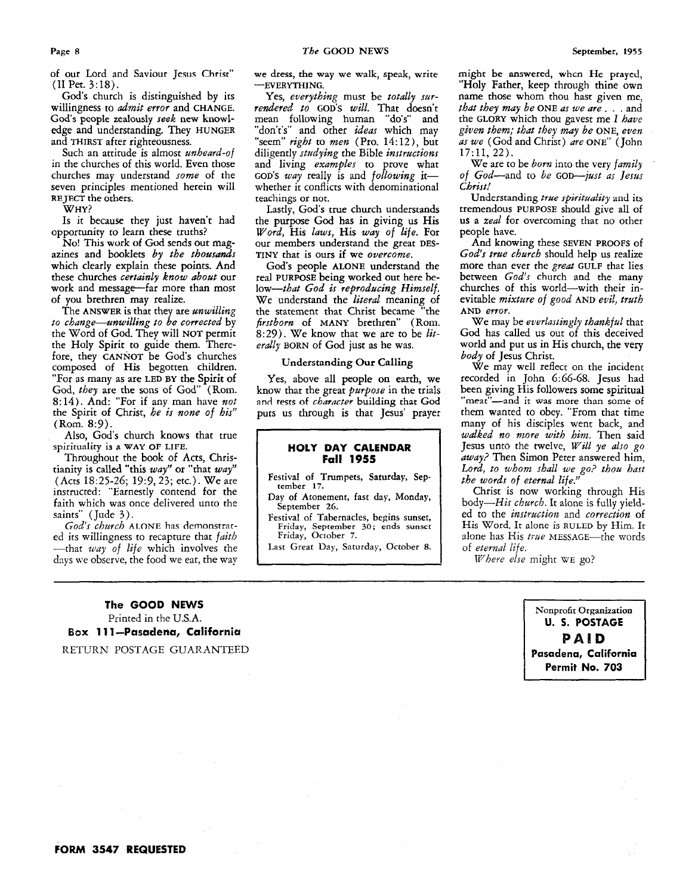of our Lord and Saviour Jesus Christ" (II Pet. 3:18).

God's church is distinguished by its willingness to *admit error* and CHANGE. God's people zealously *seek* new knowledge and understanding. They HUNGER and THIRST after righteousness.

Such an attitude is almost *unheard-of* in the churches of this world. Even those churches may understand *some* of the seven principles mentioned herein will REJECT the others.

WHY?

Is it because they just haven't had opportunity to learn these truths?

No! This work of God sends out magazines and booklets *by the thousands* which clearly explain these points. And these churches *certainly know about* our work and message—far more than most of you brethren may realize.

The ANSWER is that they are *unwilling to change—unwilling to be corrected* by the Word of God. They will NOT permit the Holy Spirit to guide them. Therefore, they CANNOT be God's churches composed of His begotten children. "For as many as are LED BY the Spirit of God, *they* are the sons of God" (Rom. 8:14). And: "For if any man have *not* the Spirit of Christ, *he is none of his*" (Rom. 8:9).

Also, God's church knows that true spirituality is a WAY OF LIFE.

Throughout the book of Acts, Christianity is called "this *way*" or "that *way*" (Acts 18:25-26; 19:9, 23; etc.). We are instructed: "Earnestly contend for the faith which was once delivered unto the saints" (Jude 3).

*God's church* ALONE has demonstrated its willingness to recapture that *faith*—that *way of life* which involves the days we observe, the food we eat, the way we dress, the way we walk, speak, write—EVERYTHING.

Yes, *everything* must be *totally surrendered to* GOD'S *will*. That doesn't mean following human "do's" and "don't's" and other *ideas* which may "seem" *right* to *men* (Pro. 14:12), but diligently *studying* the Bible *instructions* and living *examples* to prove what GOD'S *way* really is and *following* it—whether it conflicts with denominational teachings or not.

Lastly, God's true church understands the purpose God has in giving us His *Word*, His *laws*, His *way of life*. For our members understand the great DESTINY that is ours if we *overcome*.

God's people ALONE understand the real PURPOSE being worked out here below—*that God is reproducing Himself*. We understand the *literal* meaning of the statement that Christ became "the *firstborn* of MANY brethren" (Rom. 8:29). We know that we are to be *literally* BORN of God just as he was.

### Understanding Our Calling

Yes, above all people on earth, we know that the great *purpose* in the trials and tests of *character* building that God puts us through is that Jesus' prayer might be answered, when He prayed, "Holy Father, keep through thine own name those whom thou hast given me, *that they may be* ONE *as we are* . . . and the GLORY which thou gavest me *I have given them; that they may be* ONE, *even as we* (God and Christ) *are* ONE" (John 17:11, 22).

We are to be *born* into the very *family of God*—and to *be* GOD—*just as Jesus Christ!*

Understanding *true spirituality* and its tremendous PURPOSE should give all of us a *zeal* for overcoming that no other people have.

And knowing these SEVEN PROOFS of *God's true church* should help us realize more than ever the *great* GULF that lies between *God's* church and the many churches of this world—with their inevitable *mixture of good* AND *evil, truth* AND *error*.

We may be *everlastingly thankful* that God has called us out of this deceived world and put us in His church, the very *body* of Jesus Christ.

We may well reflect on the incident recorded in John 6:66-68. Jesus had been giving His followers some spiritual "meat"—and it was more than some of them wanted to obey. "From that time many of his disciples went back, and *walked no more with him*. Then said Jesus unto the twelve, *Will ye also go away?* Then Simon Peter answered him, *Lord, to whom shall we go? thou hast the words of eternal life.*"

Christ is now working through His body—*His church*. It alone is fully yielded to the *instruction* and *correction* of His Word. It alone is RULED by Him. It alone has His *true* MESSAGE—the words of *eternal life*.

*Where else* might WE go?

---

**HOLY DAY CALENDAR**
**Fall 1955**

Festival of Trumpets, Saturday, September 17.

Day of Atonement, fast day, Monday, September 26.

Festival of Tabernacles, begins sunset, Friday, September 30; ends sunset Friday, October 7.

Last Great Day, Saturday, October 8.

---

**The GOOD NEWS**
Printed in the U.S.A.
**Box 111—Pasadena, California**
RETURN POSTAGE GUARANTEED

Nonprofit Organization
**U. S. POSTAGE**
**PAID**
**Pasadena, California**
**Permit No. 703**

**FORM 3547 REQUESTED**